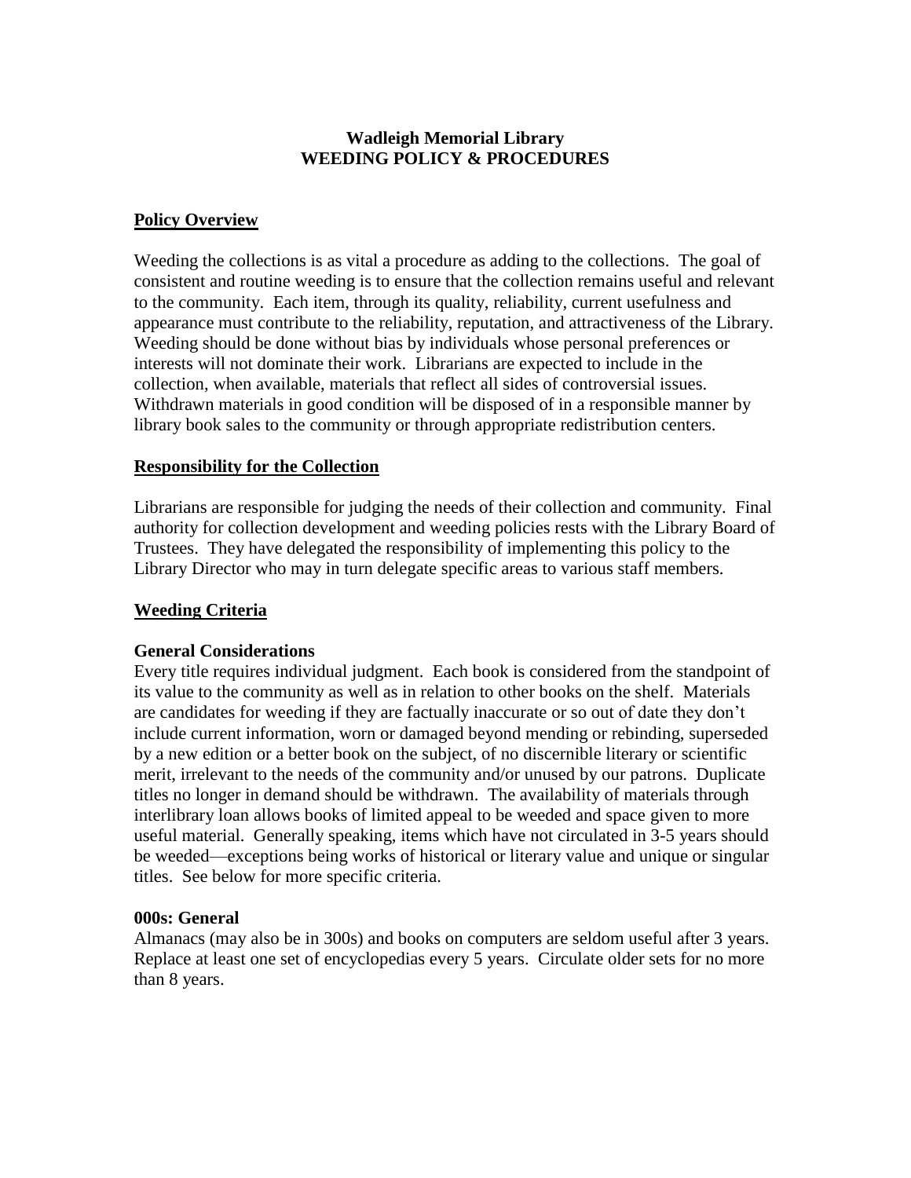# Wadleigh Memorial Library
# WEEDING POLICY & PROCEDURES

## Policy Overview

Weeding the collections is as vital a procedure as adding to the collections. The goal of consistent and routine weeding is to ensure that the collection remains useful and relevant to the community. Each item, through its quality, reliability, current usefulness and appearance must contribute to the reliability, reputation, and attractiveness of the Library. Weeding should be done without bias by individuals whose personal preferences or interests will not dominate their work. Librarians are expected to include in the collection, when available, materials that reflect all sides of controversial issues. Withdrawn materials in good condition will be disposed of in a responsible manner by library book sales to the community or through appropriate redistribution centers.

## Responsibility for the Collection

Librarians are responsible for judging the needs of their collection and community. Final authority for collection development and weeding policies rests with the Library Board of Trustees. They have delegated the responsibility of implementing this policy to the Library Director who may in turn delegate specific areas to various staff members.

## Weeding Criteria

### General Considerations

Every title requires individual judgment. Each book is considered from the standpoint of its value to the community as well as in relation to other books on the shelf. Materials are candidates for weeding if they are factually inaccurate or so out of date they don't include current information, worn or damaged beyond mending or rebinding, superseded by a new edition or a better book on the subject, of no discernible literary or scientific merit, irrelevant to the needs of the community and/or unused by our patrons. Duplicate titles no longer in demand should be withdrawn. The availability of materials through interlibrary loan allows books of limited appeal to be weeded and space given to more useful material. Generally speaking, items which have not circulated in 3-5 years should be weeded—exceptions being works of historical or literary value and unique or singular titles. See below for more specific criteria.

### 000s: General

Almanacs (may also be in 300s) and books on computers are seldom useful after 3 years. Replace at least one set of encyclopedias every 5 years. Circulate older sets for no more than 8 years.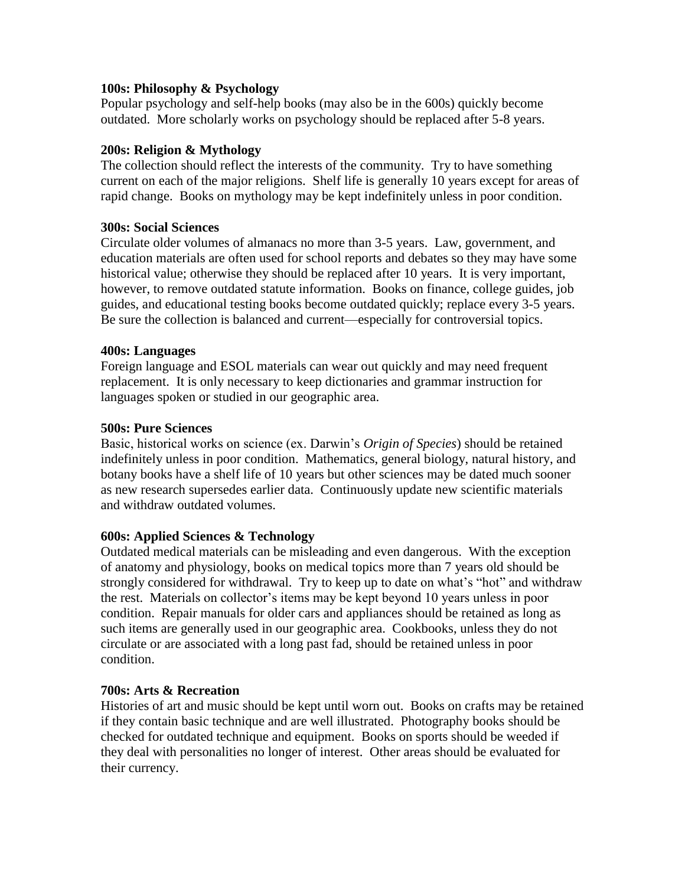**100s: Philosophy & Psychology**
Popular psychology and self-help books (may also be in the 600s) quickly become outdated. More scholarly works on psychology should be replaced after 5-8 years.

**200s: Religion & Mythology**
The collection should reflect the interests of the community. Try to have something current on each of the major religions. Shelf life is generally 10 years except for areas of rapid change. Books on mythology may be kept indefinitely unless in poor condition.

**300s: Social Sciences**
Circulate older volumes of almanacs no more than 3-5 years. Law, government, and education materials are often used for school reports and debates so they may have some historical value; otherwise they should be replaced after 10 years. It is very important, however, to remove outdated statute information. Books on finance, college guides, job guides, and educational testing books become outdated quickly; replace every 3-5 years. Be sure the collection is balanced and current—especially for controversial topics.

**400s: Languages**
Foreign language and ESOL materials can wear out quickly and may need frequent replacement. It is only necessary to keep dictionaries and grammar instruction for languages spoken or studied in our geographic area.

**500s: Pure Sciences**
Basic, historical works on science (ex. Darwin's *Origin of Species*) should be retained indefinitely unless in poor condition. Mathematics, general biology, natural history, and botany books have a shelf life of 10 years but other sciences may be dated much sooner as new research supersedes earlier data. Continuously update new scientific materials and withdraw outdated volumes.

**600s: Applied Sciences & Technology**
Outdated medical materials can be misleading and even dangerous. With the exception of anatomy and physiology, books on medical topics more than 7 years old should be strongly considered for withdrawal. Try to keep up to date on what's "hot" and withdraw the rest. Materials on collector's items may be kept beyond 10 years unless in poor condition. Repair manuals for older cars and appliances should be retained as long as such items are generally used in our geographic area. Cookbooks, unless they do not circulate or are associated with a long past fad, should be retained unless in poor condition.

**700s: Arts & Recreation**
Histories of art and music should be kept until worn out. Books on crafts may be retained if they contain basic technique and are well illustrated. Photography books should be checked for outdated technique and equipment. Books on sports should be weeded if they deal with personalities no longer of interest. Other areas should be evaluated for their currency.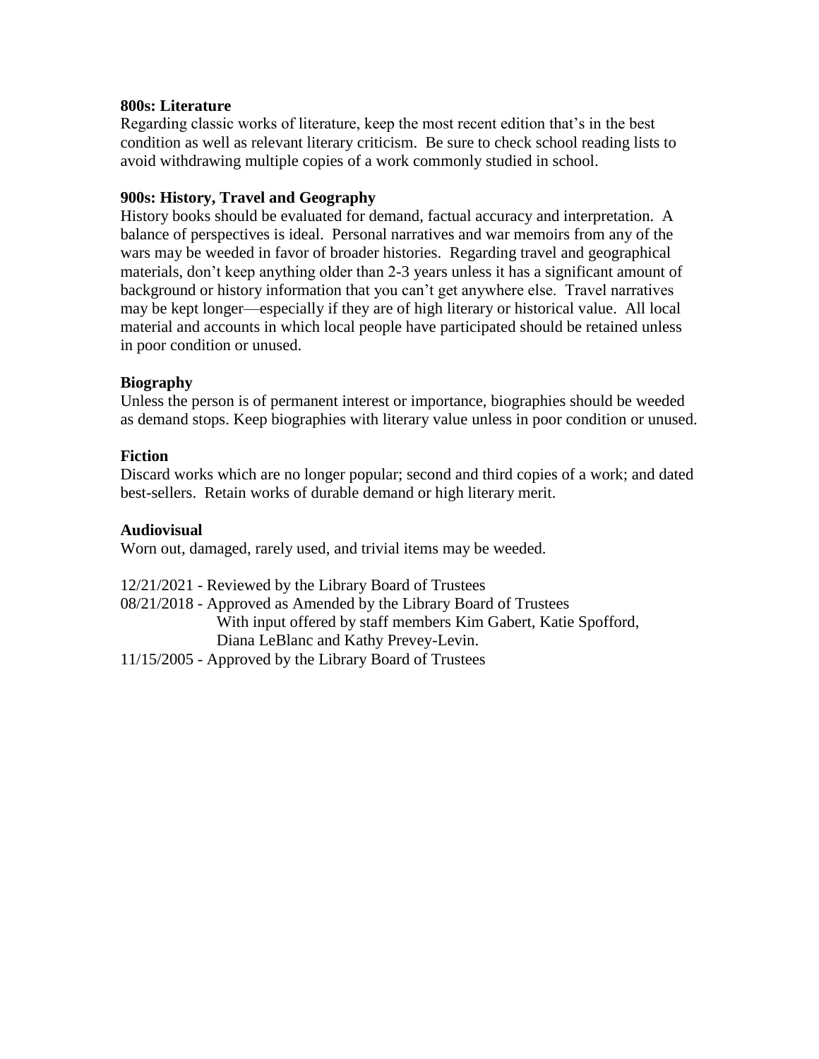**800s: Literature**

Regarding classic works of literature, keep the most recent edition that's in the best condition as well as relevant literary criticism. Be sure to check school reading lists to avoid withdrawing multiple copies of a work commonly studied in school.

**900s: History, Travel and Geography**

History books should be evaluated for demand, factual accuracy and interpretation. A balance of perspectives is ideal. Personal narratives and war memoirs from any of the wars may be weeded in favor of broader histories. Regarding travel and geographical materials, don't keep anything older than 2-3 years unless it has a significant amount of background or history information that you can't get anywhere else. Travel narratives may be kept longer—especially if they are of high literary or historical value. All local material and accounts in which local people have participated should be retained unless in poor condition or unused.

**Biography**

Unless the person is of permanent interest or importance, biographies should be weeded as demand stops. Keep biographies with literary value unless in poor condition or unused.

**Fiction**

Discard works which are no longer popular; second and third copies of a work; and dated best-sellers. Retain works of durable demand or high literary merit.

**Audiovisual**

Worn out, damaged, rarely used, and trivial items may be weeded.

12/21/2021 - Reviewed by the Library Board of Trustees
08/21/2018 - Approved as Amended by the Library Board of Trustees
With input offered by staff members Kim Gabert, Katie Spofford, Diana LeBlanc and Kathy Prevey-Levin.
11/15/2005 - Approved by the Library Board of Trustees